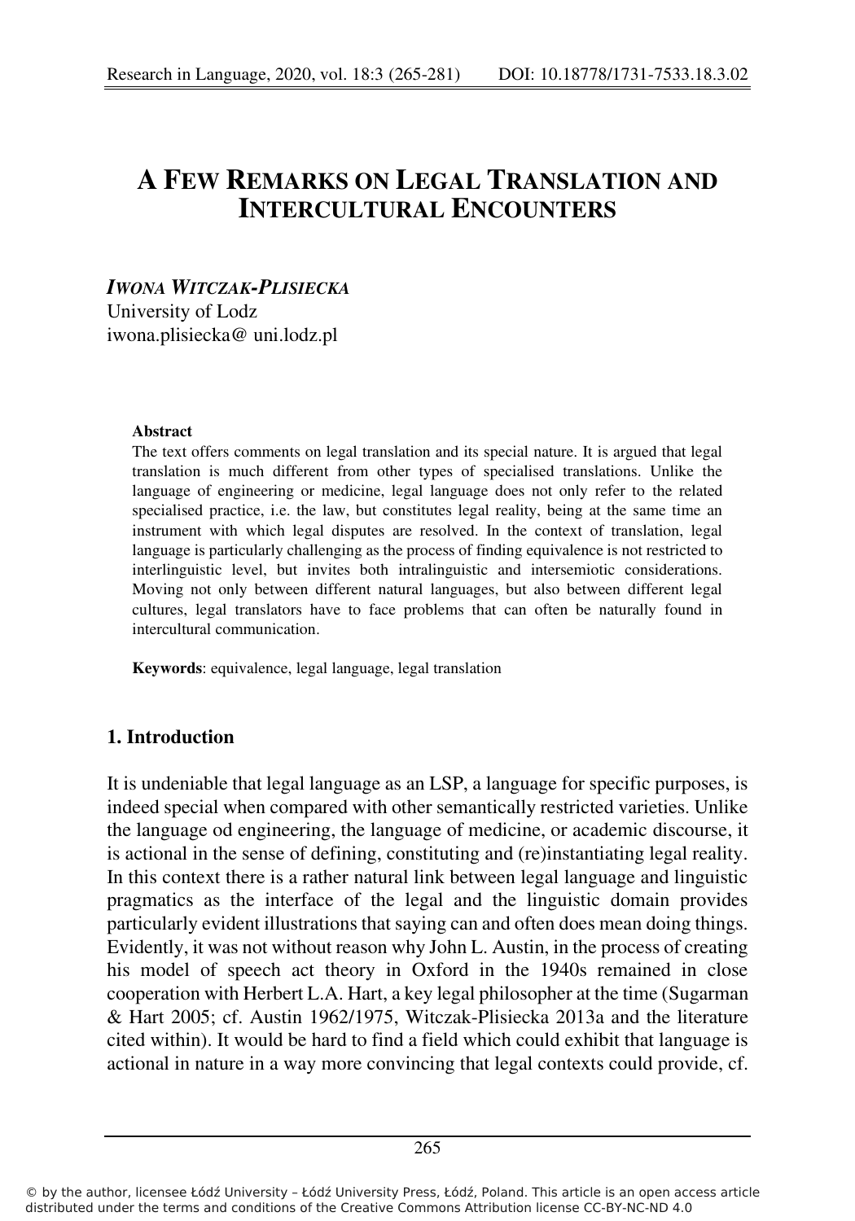# A FEW REMARKS ON LEGAL TRANSLATION AND INTERCULTURAL ENCOUNTERS

***IWONA WITCZAK-PLISIECKA***
University of Lodz
iwona.plisiecka@ uni.lodz.pl

**Abstract**

The text offers comments on legal translation and its special nature. It is argued that legal translation is much different from other types of specialised translations. Unlike the language of engineering or medicine, legal language does not only refer to the related specialised practice, i.e. the law, but constitutes legal reality, being at the same time an instrument with which legal disputes are resolved. In the context of translation, legal language is particularly challenging as the process of finding equivalence is not restricted to interlinguistic level, but invites both intralinguistic and intersemiotic considerations. Moving not only between different natural languages, but also between different legal cultures, legal translators have to face problems that can often be naturally found in intercultural communication.

**Keywords**: equivalence, legal language, legal translation

## 1. Introduction

It is undeniable that legal language as an LSP, a language for specific purposes, is indeed special when compared with other semantically restricted varieties. Unlike the language od engineering, the language of medicine, or academic discourse, it is actional in the sense of defining, constituting and (re)instantiating legal reality. In this context there is a rather natural link between legal language and linguistic pragmatics as the interface of the legal and the linguistic domain provides particularly evident illustrations that saying can and often does mean doing things. Evidently, it was not without reason why John L. Austin, in the process of creating his model of speech act theory in Oxford in the 1940s remained in close cooperation with Herbert L.A. Hart, a key legal philosopher at the time (Sugarman & Hart 2005; cf. Austin 1962/1975, Witczak-Plisiecka 2013a and the literature cited within). It would be hard to find a field which could exhibit that language is actional in nature in a way more convincing that legal contexts could provide, cf.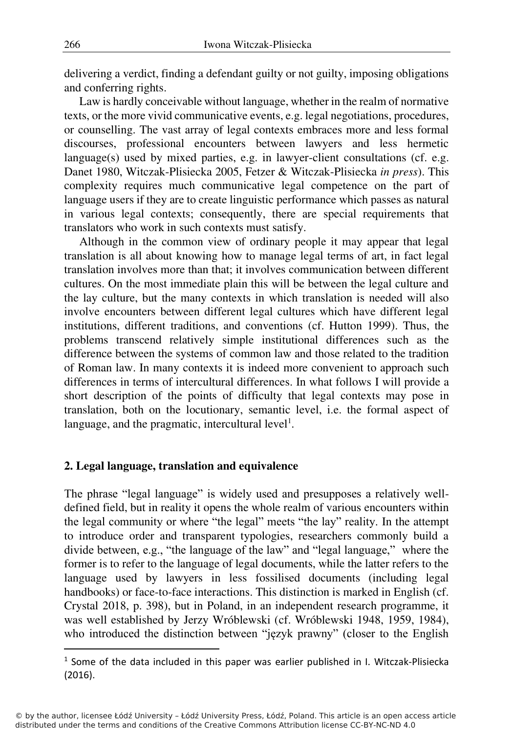delivering a verdict, finding a defendant guilty or not guilty, imposing obligations and conferring rights.

Law is hardly conceivable without language, whether in the realm of normative texts, or the more vivid communicative events, e.g. legal negotiations, procedures, or counselling. The vast array of legal contexts embraces more and less formal discourses, professional encounters between lawyers and less hermetic language(s) used by mixed parties, e.g. in lawyer-client consultations (cf. e.g. Danet 1980, Witczak-Plisiecka 2005, Fetzer & Witczak-Plisiecka *in press*). This complexity requires much communicative legal competence on the part of language users if they are to create linguistic performance which passes as natural in various legal contexts; consequently, there are special requirements that translators who work in such contexts must satisfy.

Although in the common view of ordinary people it may appear that legal translation is all about knowing how to manage legal terms of art, in fact legal translation involves more than that; it involves communication between different cultures. On the most immediate plain this will be between the legal culture and the lay culture, but the many contexts in which translation is needed will also involve encounters between different legal cultures which have different legal institutions, different traditions, and conventions (cf. Hutton 1999). Thus, the problems transcend relatively simple institutional differences such as the difference between the systems of common law and those related to the tradition of Roman law. In many contexts it is indeed more convenient to approach such differences in terms of intercultural differences. In what follows I will provide a short description of the points of difficulty that legal contexts may pose in translation, both on the locutionary, semantic level, i.e. the formal aspect of language, and the pragmatic, intercultural level[1].

## 2. Legal language, translation and equivalence

The phrase "legal language" is widely used and presupposes a relatively well-defined field, but in reality it opens the whole realm of various encounters within the legal community or where "the legal" meets "the lay" reality. In the attempt to introduce order and transparent typologies, researchers commonly build a divide between, e.g., "the language of the law" and "legal language," where the former is to refer to the language of legal documents, while the latter refers to the language used by lawyers in less fossilised documents (including legal handbooks) or face-to-face interactions. This distinction is marked in English (cf. Crystal 2018, p. 398), but in Poland, in an independent research programme, it was well established by Jerzy Wróblewski (cf. Wróblewski 1948, 1959, 1984), who introduced the distinction between "język prawny" (closer to the English

[1] Some of the data included in this paper was earlier published in I. Witczak-Plisiecka (2016).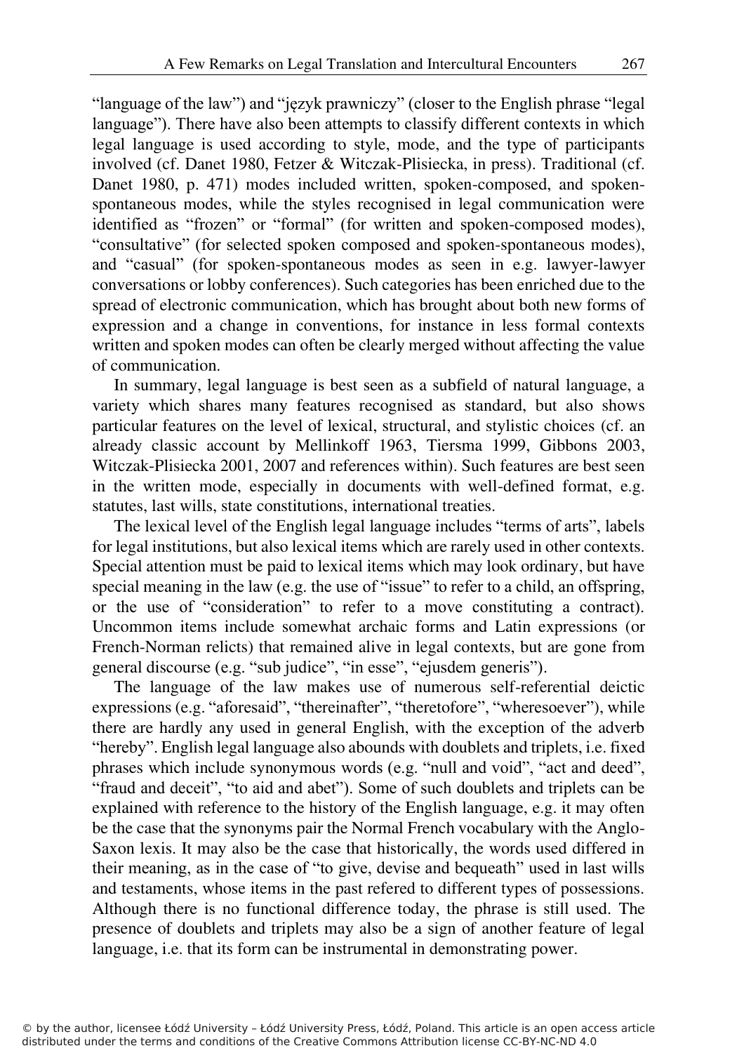"language of the law") and "język prawniczy" (closer to the English phrase "legal language"). There have also been attempts to classify different contexts in which legal language is used according to style, mode, and the type of participants involved (cf. Danet 1980, Fetzer & Witczak-Plisiecka, in press). Traditional (cf. Danet 1980, p. 471) modes included written, spoken-composed, and spoken-spontaneous modes, while the styles recognised in legal communication were identified as "frozen" or "formal" (for written and spoken-composed modes), "consultative" (for selected spoken composed and spoken-spontaneous modes), and "casual" (for spoken-spontaneous modes as seen in e.g. lawyer-lawyer conversations or lobby conferences). Such categories has been enriched due to the spread of electronic communication, which has brought about both new forms of expression and a change in conventions, for instance in less formal contexts written and spoken modes can often be clearly merged without affecting the value of communication.

In summary, legal language is best seen as a subfield of natural language, a variety which shares many features recognised as standard, but also shows particular features on the level of lexical, structural, and stylistic choices (cf. an already classic account by Mellinkoff 1963, Tiersma 1999, Gibbons 2003, Witczak-Plisiecka 2001, 2007 and references within). Such features are best seen in the written mode, especially in documents with well-defined format, e.g. statutes, last wills, state constitutions, international treaties.

The lexical level of the English legal language includes "terms of arts", labels for legal institutions, but also lexical items which are rarely used in other contexts. Special attention must be paid to lexical items which may look ordinary, but have special meaning in the law (e.g. the use of "issue" to refer to a child, an offspring, or the use of "consideration" to refer to a move constituting a contract). Uncommon items include somewhat archaic forms and Latin expressions (or French-Norman relicts) that remained alive in legal contexts, but are gone from general discourse (e.g. "sub judice", "in esse", "ejusdem generis").

The language of the law makes use of numerous self-referential deictic expressions (e.g. "aforesaid", "thereinafter", "theretofore", "wheresoever"), while there are hardly any used in general English, with the exception of the adverb "hereby". English legal language also abounds with doublets and triplets, i.e. fixed phrases which include synonymous words (e.g. "null and void", "act and deed", "fraud and deceit", "to aid and abet"). Some of such doublets and triplets can be explained with reference to the history of the English language, e.g. it may often be the case that the synonyms pair the Normal French vocabulary with the Anglo-Saxon lexis. It may also be the case that historically, the words used differed in their meaning, as in the case of "to give, devise and bequeath" used in last wills and testaments, whose items in the past refered to different types of possessions. Although there is no functional difference today, the phrase is still used. The presence of doublets and triplets may also be a sign of another feature of legal language, i.e. that its form can be instrumental in demonstrating power.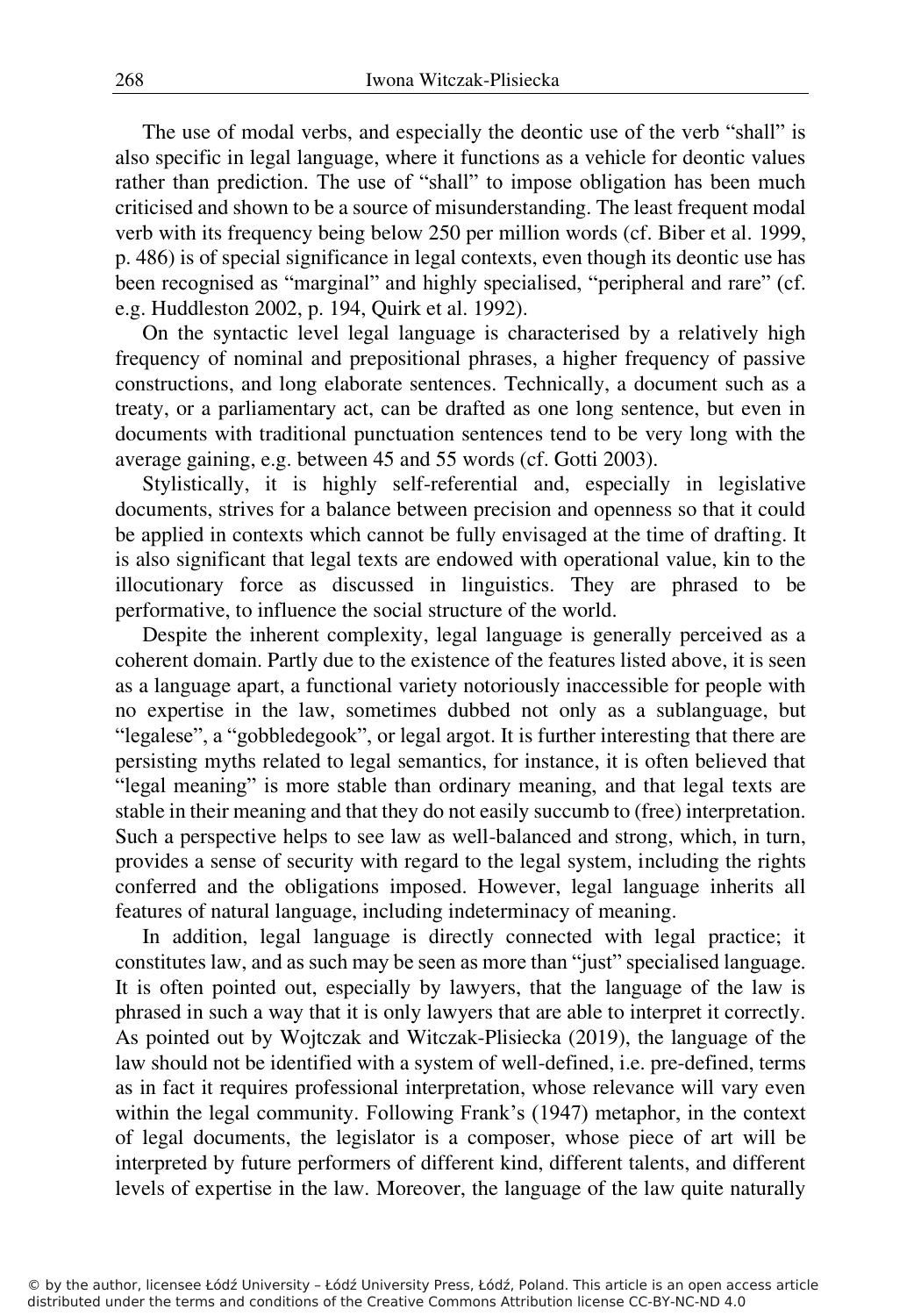The use of modal verbs, and especially the deontic use of the verb "shall" is also specific in legal language, where it functions as a vehicle for deontic values rather than prediction. The use of "shall" to impose obligation has been much criticised and shown to be a source of misunderstanding. The least frequent modal verb with its frequency being below 250 per million words (cf. Biber et al. 1999, p. 486) is of special significance in legal contexts, even though its deontic use has been recognised as "marginal" and highly specialised, "peripheral and rare" (cf. e.g. Huddleston 2002, p. 194, Quirk et al. 1992).

On the syntactic level legal language is characterised by a relatively high frequency of nominal and prepositional phrases, a higher frequency of passive constructions, and long elaborate sentences. Technically, a document such as a treaty, or a parliamentary act, can be drafted as one long sentence, but even in documents with traditional punctuation sentences tend to be very long with the average gaining, e.g. between 45 and 55 words (cf. Gotti 2003).

Stylistically, it is highly self-referential and, especially in legislative documents, strives for a balance between precision and openness so that it could be applied in contexts which cannot be fully envisaged at the time of drafting. It is also significant that legal texts are endowed with operational value, kin to the illocutionary force as discussed in linguistics. They are phrased to be performative, to influence the social structure of the world.

Despite the inherent complexity, legal language is generally perceived as a coherent domain. Partly due to the existence of the features listed above, it is seen as a language apart, a functional variety notoriously inaccessible for people with no expertise in the law, sometimes dubbed not only as a sublanguage, but "legalese", a "gobbledegook", or legal argot. It is further interesting that there are persisting myths related to legal semantics, for instance, it is often believed that "legal meaning" is more stable than ordinary meaning, and that legal texts are stable in their meaning and that they do not easily succumb to (free) interpretation. Such a perspective helps to see law as well-balanced and strong, which, in turn, provides a sense of security with regard to the legal system, including the rights conferred and the obligations imposed. However, legal language inherits all features of natural language, including indeterminacy of meaning.

In addition, legal language is directly connected with legal practice; it constitutes law, and as such may be seen as more than "just" specialised language. It is often pointed out, especially by lawyers, that the language of the law is phrased in such a way that it is only lawyers that are able to interpret it correctly. As pointed out by Wojtczak and Witczak-Plisiecka (2019), the language of the law should not be identified with a system of well-defined, i.e. pre-defined, terms as in fact it requires professional interpretation, whose relevance will vary even within the legal community. Following Frank's (1947) metaphor, in the context of legal documents, the legislator is a composer, whose piece of art will be interpreted by future performers of different kind, different talents, and different levels of expertise in the law. Moreover, the language of the law quite naturally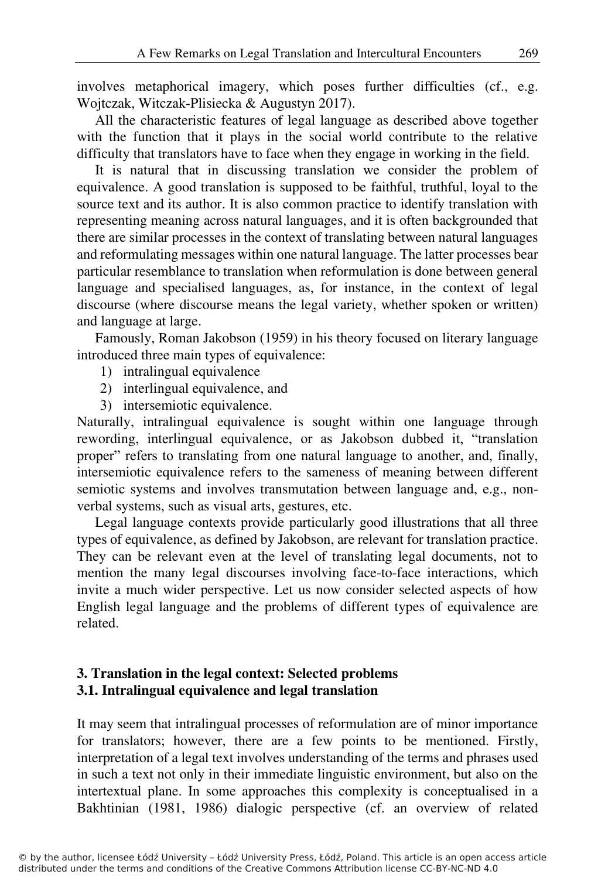involves metaphorical imagery, which poses further difficulties (cf., e.g. Wojtczak, Witczak-Plisiecka & Augustyn 2017).

All the characteristic features of legal language as described above together with the function that it plays in the social world contribute to the relative difficulty that translators have to face when they engage in working in the field.

It is natural that in discussing translation we consider the problem of equivalence. A good translation is supposed to be faithful, truthful, loyal to the source text and its author. It is also common practice to identify translation with representing meaning across natural languages, and it is often backgrounded that there are similar processes in the context of translating between natural languages and reformulating messages within one natural language. The latter processes bear particular resemblance to translation when reformulation is done between general language and specialised languages, as, for instance, in the context of legal discourse (where discourse means the legal variety, whether spoken or written) and language at large.

Famously, Roman Jakobson (1959) in his theory focused on literary language introduced three main types of equivalence:

1) intralingual equivalence
2) interlingual equivalence, and
3) intersemiotic equivalence.

Naturally, intralingual equivalence is sought within one language through rewording, interlingual equivalence, or as Jakobson dubbed it, "translation proper" refers to translating from one natural language to another, and, finally, intersemiotic equivalence refers to the sameness of meaning between different semiotic systems and involves transmutation between language and, e.g., non-verbal systems, such as visual arts, gestures, etc.

Legal language contexts provide particularly good illustrations that all three types of equivalence, as defined by Jakobson, are relevant for translation practice. They can be relevant even at the level of translating legal documents, not to mention the many legal discourses involving face-to-face interactions, which invite a much wider perspective. Let us now consider selected aspects of how English legal language and the problems of different types of equivalence are related.

## 3. Translation in the legal context: Selected problems

### 3.1. Intralingual equivalence and legal translation

It may seem that intralingual processes of reformulation are of minor importance for translators; however, there are a few points to be mentioned. Firstly, interpretation of a legal text involves understanding of the terms and phrases used in such a text not only in their immediate linguistic environment, but also on the intertextual plane. In some approaches this complexity is conceptualised in a Bakhtinian (1981, 1986) dialogic perspective (cf. an overview of related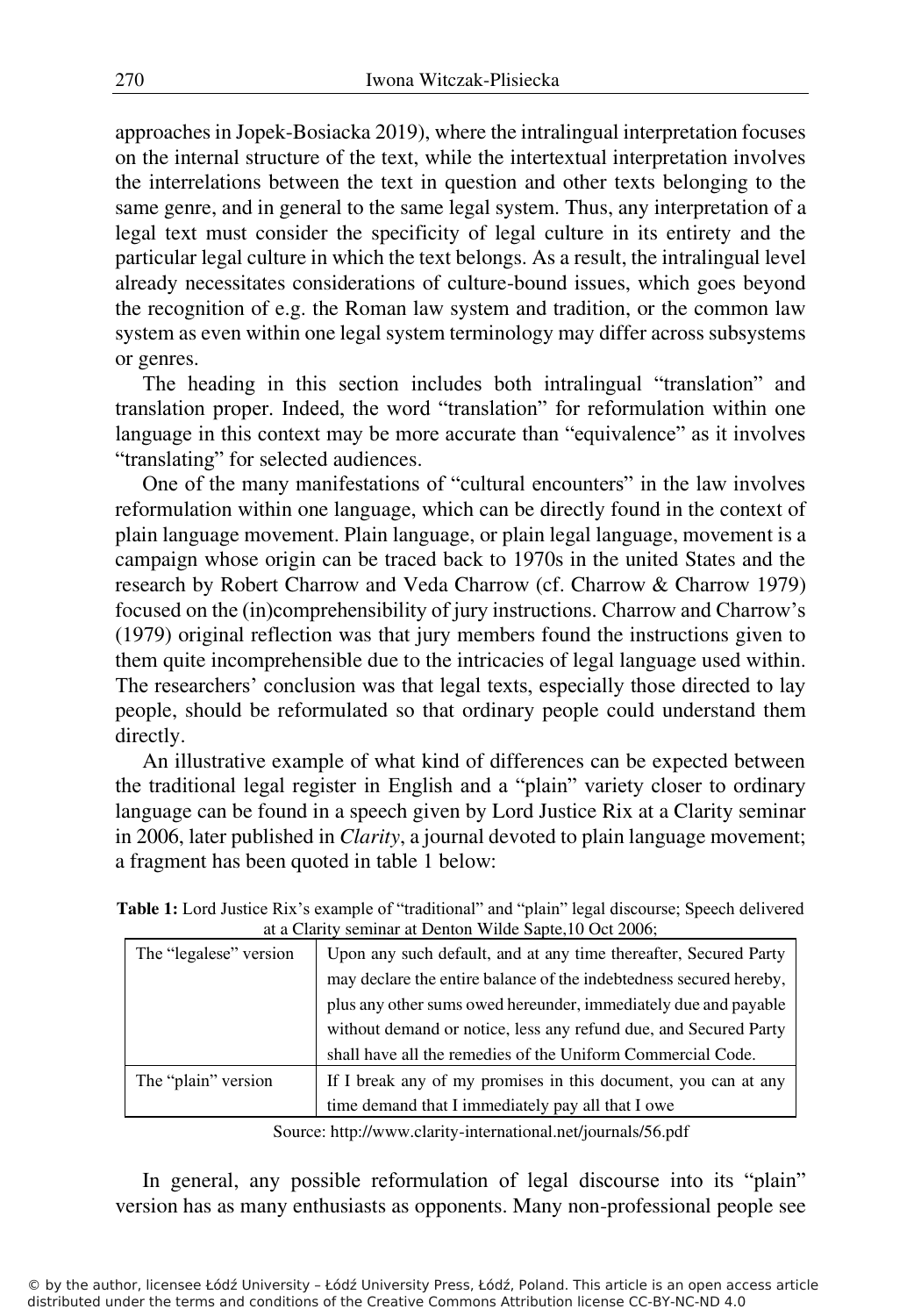approaches in Jopek-Bosiacka 2019), where the intralingual interpretation focuses on the internal structure of the text, while the intertextual interpretation involves the interrelations between the text in question and other texts belonging to the same genre, and in general to the same legal system. Thus, any interpretation of a legal text must consider the specificity of legal culture in its entirety and the particular legal culture in which the text belongs. As a result, the intralingual level already necessitates considerations of culture-bound issues, which goes beyond the recognition of e.g. the Roman law system and tradition, or the common law system as even within one legal system terminology may differ across subsystems or genres.

The heading in this section includes both intralingual "translation" and translation proper. Indeed, the word "translation" for reformulation within one language in this context may be more accurate than "equivalence" as it involves "translating" for selected audiences.

One of the many manifestations of "cultural encounters" in the law involves reformulation within one language, which can be directly found in the context of plain language movement. Plain language, or plain legal language, movement is a campaign whose origin can be traced back to 1970s in the united States and the research by Robert Charrow and Veda Charrow (cf. Charrow & Charrow 1979) focused on the (in)comprehensibility of jury instructions. Charrow and Charrow's (1979) original reflection was that jury members found the instructions given to them quite incomprehensible due to the intricacies of legal language used within. The researchers' conclusion was that legal texts, especially those directed to lay people, should be reformulated so that ordinary people could understand them directly.

An illustrative example of what kind of differences can be expected between the traditional legal register in English and a "plain" variety closer to ordinary language can be found in a speech given by Lord Justice Rix at a Clarity seminar in 2006, later published in *Clarity*, a journal devoted to plain language movement; a fragment has been quoted in table 1 below:

**Table 1:** Lord Justice Rix's example of "traditional" and "plain" legal discourse; Speech delivered at a Clarity seminar at Denton Wilde Sapte,10 Oct 2006;

| | |
|---|---|
| The "legalese" version | Upon any such default, and at any time thereafter, Secured Party may declare the entire balance of the indebtedness secured hereby, plus any other sums owed hereunder, immediately due and payable without demand or notice, less any refund due, and Secured Party shall have all the remedies of the Uniform Commercial Code. |
| The "plain" version | If I break any of my promises in this document, you can at any time demand that I immediately pay all that I owe |

Source: http://www.clarity-international.net/journals/56.pdf

In general, any possible reformulation of legal discourse into its "plain" version has as many enthusiasts as opponents. Many non-professional people see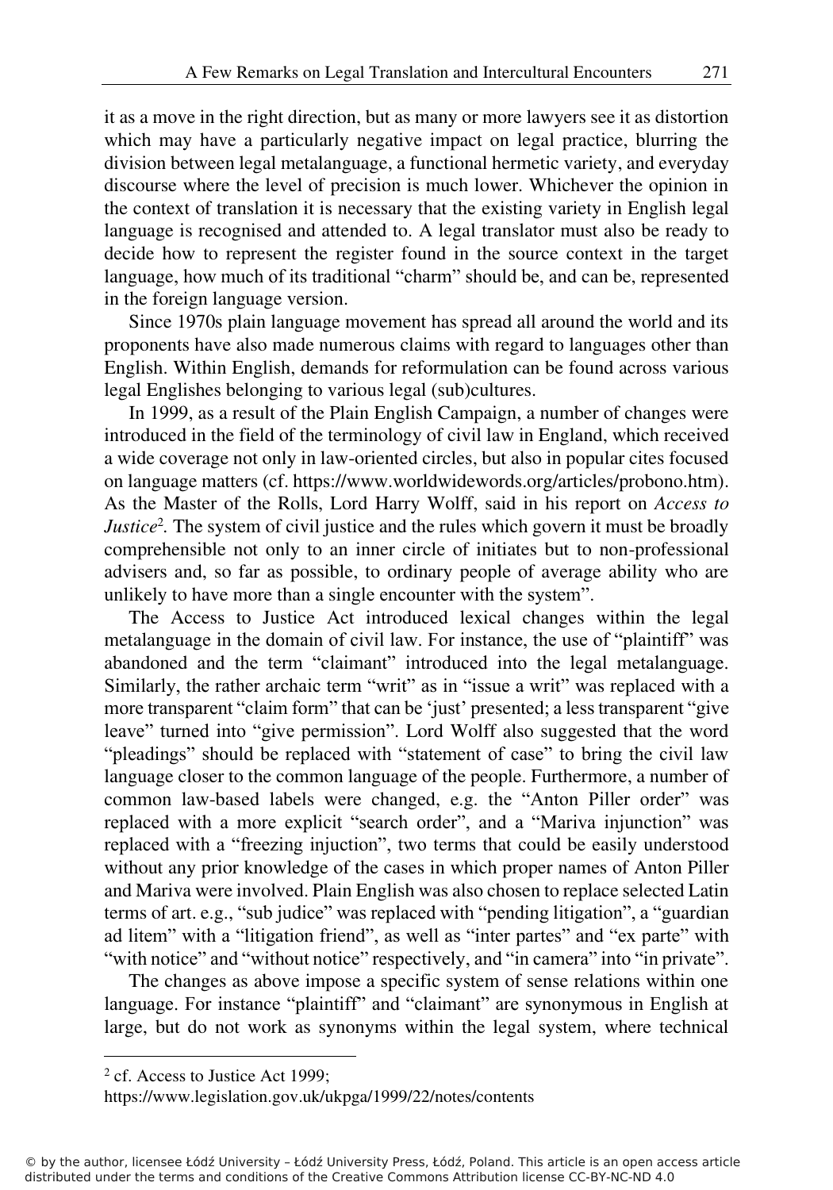it as a move in the right direction, but as many or more lawyers see it as distortion which may have a particularly negative impact on legal practice, blurring the division between legal metalanguage, a functional hermetic variety, and everyday discourse where the level of precision is much lower. Whichever the opinion in the context of translation it is necessary that the existing variety in English legal language is recognised and attended to. A legal translator must also be ready to decide how to represent the register found in the source context in the target language, how much of its traditional "charm" should be, and can be, represented in the foreign language version.

Since 1970s plain language movement has spread all around the world and its proponents have also made numerous claims with regard to languages other than English. Within English, demands for reformulation can be found across various legal Englishes belonging to various legal (sub)cultures.

In 1999, as a result of the Plain English Campaign, a number of changes were introduced in the field of the terminology of civil law in England, which received a wide coverage not only in law-oriented circles, but also in popular cites focused on language matters (cf. https://www.worldwidewords.org/articles/probono.htm). As the Master of the Rolls, Lord Harry Wolff, said in his report on *Access to Justice*[2]. The system of civil justice and the rules which govern it must be broadly comprehensible not only to an inner circle of initiates but to non-professional advisers and, so far as possible, to ordinary people of average ability who are unlikely to have more than a single encounter with the system".

The Access to Justice Act introduced lexical changes within the legal metalanguage in the domain of civil law. For instance, the use of "plaintiff" was abandoned and the term "claimant" introduced into the legal metalanguage. Similarly, the rather archaic term "writ" as in "issue a writ" was replaced with a more transparent "claim form" that can be 'just' presented; a less transparent "give leave" turned into "give permission". Lord Wolff also suggested that the word "pleadings" should be replaced with "statement of case" to bring the civil law language closer to the common language of the people. Furthermore, a number of common law-based labels were changed, e.g. the "Anton Piller order" was replaced with a more explicit "search order", and a "Mariva injunction" was replaced with a "freezing injuction", two terms that could be easily understood without any prior knowledge of the cases in which proper names of Anton Piller and Mariva were involved. Plain English was also chosen to replace selected Latin terms of art. e.g., "sub judice" was replaced with "pending litigation", a "guardian ad litem" with a "litigation friend", as well as "inter partes" and "ex parte" with "with notice" and "without notice" respectively, and "in camera" into "in private".

The changes as above impose a specific system of sense relations within one language. For instance "plaintiff" and "claimant" are synonymous in English at large, but do not work as synonyms within the legal system, where technical

---

[2] cf. Access to Justice Act 1999;
https://www.legislation.gov.uk/ukpga/1999/22/notes/contents

© by the author, licensee Łódź University – Łódź University Press, Łódź, Poland. This article is an open access article distributed under the terms and conditions of the Creative Commons Attribution license CC-BY-NC-ND 4.0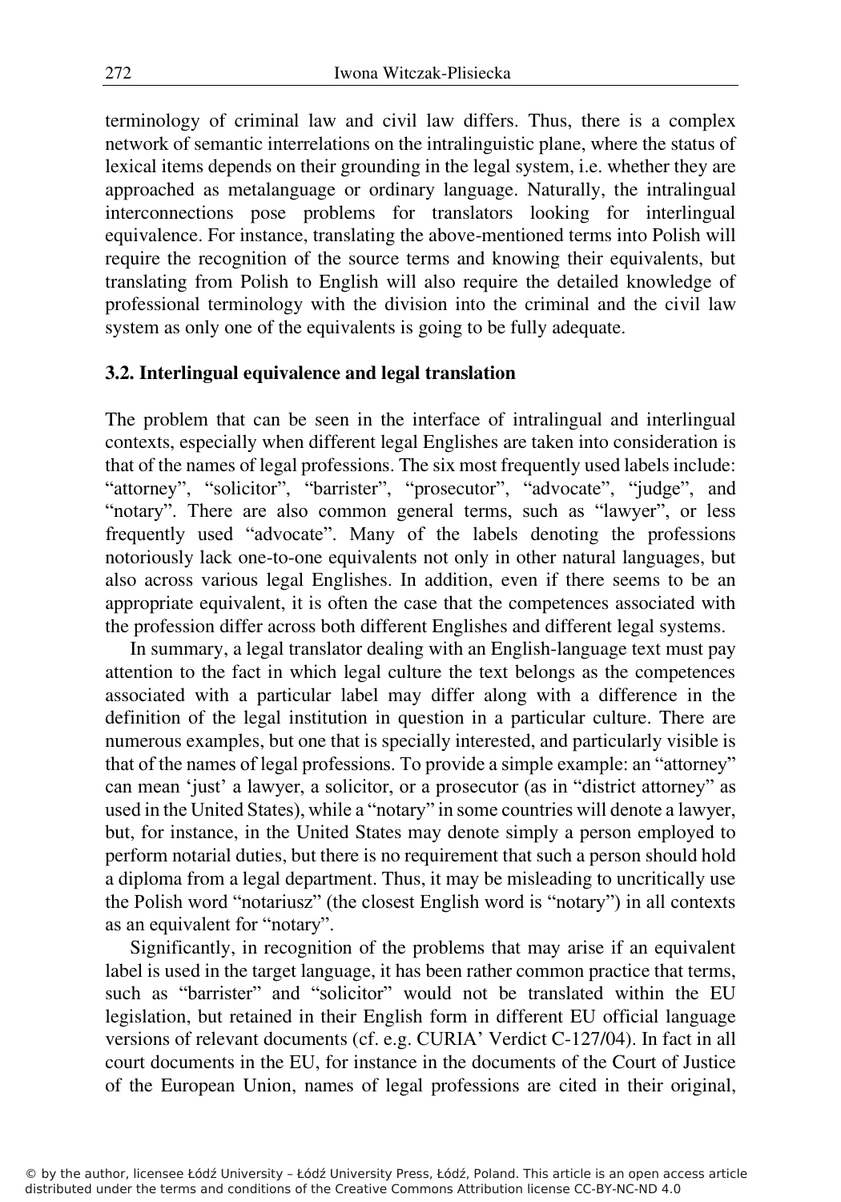terminology of criminal law and civil law differs. Thus, there is a complex network of semantic interrelations on the intralinguistic plane, where the status of lexical items depends on their grounding in the legal system, i.e. whether they are approached as metalanguage or ordinary language. Naturally, the intralingual interconnections pose problems for translators looking for interlingual equivalence. For instance, translating the above-mentioned terms into Polish will require the recognition of the source terms and knowing their equivalents, but translating from Polish to English will also require the detailed knowledge of professional terminology with the division into the criminal and the civil law system as only one of the equivalents is going to be fully adequate.

### 3.2. Interlingual equivalence and legal translation

The problem that can be seen in the interface of intralingual and interlingual contexts, especially when different legal Englishes are taken into consideration is that of the names of legal professions. The six most frequently used labels include: "attorney", "solicitor", "barrister", "prosecutor", "advocate", "judge", and "notary". There are also common general terms, such as "lawyer", or less frequently used "advocate". Many of the labels denoting the professions notoriously lack one-to-one equivalents not only in other natural languages, but also across various legal Englishes. In addition, even if there seems to be an appropriate equivalent, it is often the case that the competences associated with the profession differ across both different Englishes and different legal systems.

In summary, a legal translator dealing with an English-language text must pay attention to the fact in which legal culture the text belongs as the competences associated with a particular label may differ along with a difference in the definition of the legal institution in question in a particular culture. There are numerous examples, but one that is specially interested, and particularly visible is that of the names of legal professions. To provide a simple example: an "attorney" can mean 'just' a lawyer, a solicitor, or a prosecutor (as in "district attorney" as used in the United States), while a "notary" in some countries will denote a lawyer, but, for instance, in the United States may denote simply a person employed to perform notarial duties, but there is no requirement that such a person should hold a diploma from a legal department. Thus, it may be misleading to uncritically use the Polish word "notariusz" (the closest English word is "notary") in all contexts as an equivalent for "notary".

Significantly, in recognition of the problems that may arise if an equivalent label is used in the target language, it has been rather common practice that terms, such as "barrister" and "solicitor" would not be translated within the EU legislation, but retained in their English form in different EU official language versions of relevant documents (cf. e.g. CURIA' Verdict C-127/04). In fact in all court documents in the EU, for instance in the documents of the Court of Justice of the European Union, names of legal professions are cited in their original,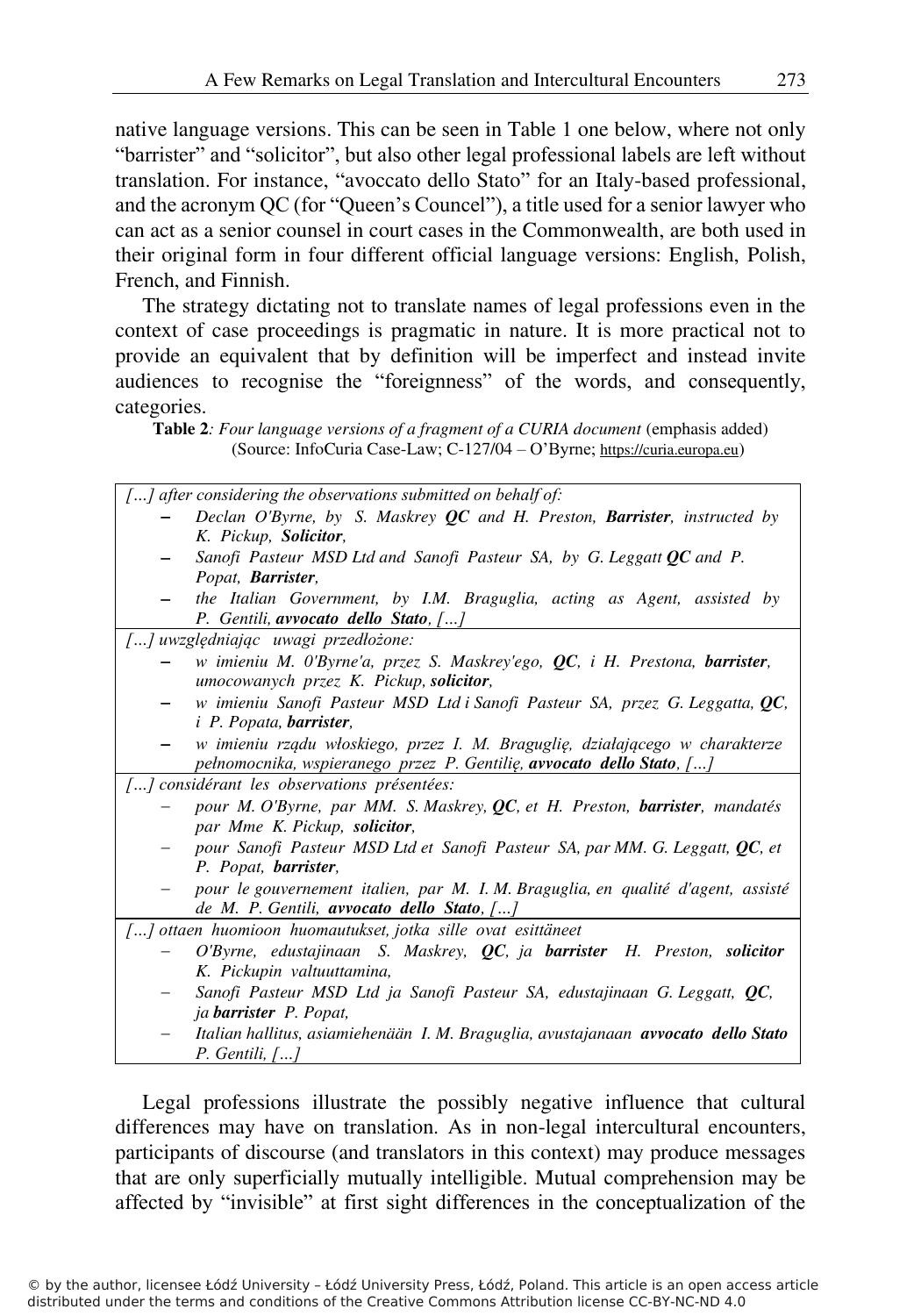native language versions. This can be seen in Table 1 one below, where not only "barrister" and "solicitor", but also other legal professional labels are left without translation. For instance, "avoccato dello Stato" for an Italy-based professional, and the acronym QC (for "Queen's Councel"), a title used for a senior lawyer who can act as a senior counsel in court cases in the Commonwealth, are both used in their original form in four different official language versions: English, Polish, French, and Finnish.

The strategy dictating not to translate names of legal professions even in the context of case proceedings is pragmatic in nature. It is more practical not to provide an equivalent that by definition will be imperfect and instead invite audiences to recognise the "foreignness" of the words, and consequently, categories.

**Table 2***: Four language versions of a fragment of a CURIA document* (emphasis added) (Source: InfoCuria Case-Law; C-127/04 – O'Byrne; https://curia.europa.eu)

| |
|---|
| *[…] after considering the observations submitted on behalf of:*<br>– *Declan O'Byrne, by S. Maskrey **QC** and H. Preston, **Barrister**, instructed by K. Pickup, **Solicitor**,*<br>– *Sanofi Pasteur MSD Ltd and Sanofi Pasteur SA, by G. Leggatt **QC** and P. Popat, **Barrister**,*<br>– *the Italian Government, by I.M. Braguglia, acting as Agent, assisted by P. Gentili, **avvocato dello Stato**, […]* |
| *[…] uwzględniając uwagi przedłożone:*<br>– *w imieniu M. 0'Byrne'a, przez S. Maskrey'ego, **QC**, i H. Prestona, **barrister**, umocowanych przez K. Pickup, **solicitor**,*<br>– *w imieniu Sanofi Pasteur MSD Ltd i Sanofi Pasteur SA, przez G. Leggatta, **QC**, i P. Popata, **barrister**,*<br>– *w imieniu rządu włoskiego, przez I. M. Braguglię, działającego w charakterze pełnomocnika, wspieranego przez P. Gentilię, **avvocato dello Stato**, […]* |
| *[…] considérant les observations présentées:*<br>– *pour M. O'Byrne, par MM. S. Maskrey, **QC**, et H. Preston, **barrister**, mandatés par Mme K. Pickup, **solicitor**,*<br>– *pour Sanofi Pasteur MSD Ltd et Sanofi Pasteur SA, par MM. G. Leggatt, **QC**, et P. Popat, **barrister**,*<br>– *pour le gouvernement italien, par M. I. M. Braguglia, en qualité d'agent, assisté de M. P. Gentili, **avvocato dello Stato**, […]* |
| *[…] ottaen huomioon huomautukset, jotka sille ovat esittäneet*<br>– *O'Byrne, edustajinaan S. Maskrey, **QC**, ja **barrister** H. Preston, **solicitor** K. Pickupin valtuuttamina,*<br>– *Sanofi Pasteur MSD Ltd ja Sanofi Pasteur SA, edustajinaan G. Leggatt, **QC**, ja **barrister** P. Popat,*<br>– *Italian hallitus, asiamiehenään I. M. Braguglia, avustajanaan **avvocato dello Stato** P. Gentili, […]* |

Legal professions illustrate the possibly negative influence that cultural differences may have on translation. As in non-legal intercultural encounters, participants of discourse (and translators in this context) may produce messages that are only superficially mutually intelligible. Mutual comprehension may be affected by "invisible" at first sight differences in the conceptualization of the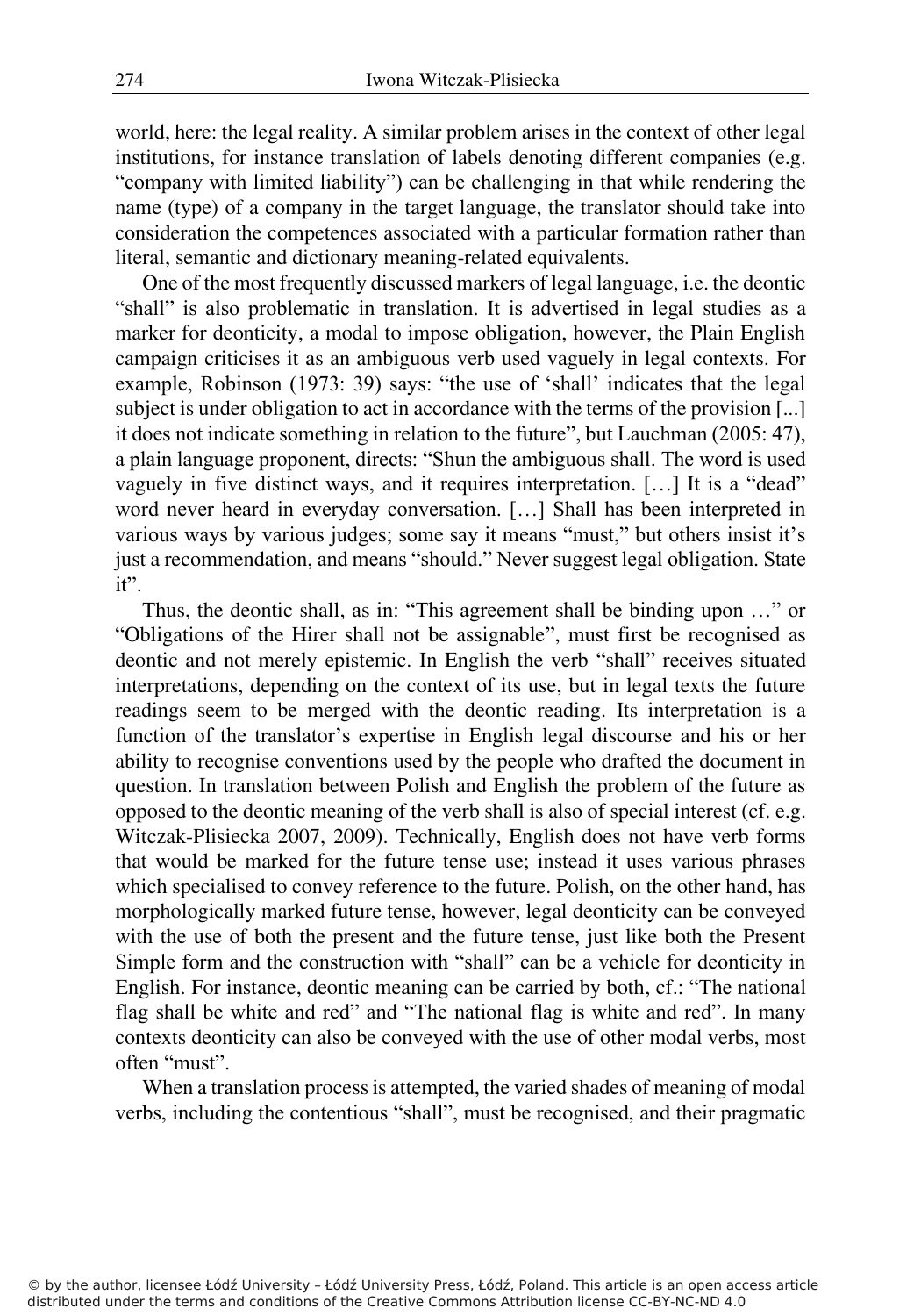world, here: the legal reality. A similar problem arises in the context of other legal institutions, for instance translation of labels denoting different companies (e.g. "company with limited liability") can be challenging in that while rendering the name (type) of a company in the target language, the translator should take into consideration the competences associated with a particular formation rather than literal, semantic and dictionary meaning-related equivalents.

One of the most frequently discussed markers of legal language, i.e. the deontic "shall" is also problematic in translation. It is advertised in legal studies as a marker for deonticity, a modal to impose obligation, however, the Plain English campaign criticises it as an ambiguous verb used vaguely in legal contexts. For example, Robinson (1973: 39) says: "the use of 'shall' indicates that the legal subject is under obligation to act in accordance with the terms of the provision [...] it does not indicate something in relation to the future", but Lauchman (2005: 47), a plain language proponent, directs: "Shun the ambiguous shall. The word is used vaguely in five distinct ways, and it requires interpretation. […] It is a "dead" word never heard in everyday conversation. […] Shall has been interpreted in various ways by various judges; some say it means "must," but others insist it's just a recommendation, and means "should." Never suggest legal obligation. State it".

Thus, the deontic shall, as in: "This agreement shall be binding upon …" or "Obligations of the Hirer shall not be assignable", must first be recognised as deontic and not merely epistemic. In English the verb "shall" receives situated interpretations, depending on the context of its use, but in legal texts the future readings seem to be merged with the deontic reading. Its interpretation is a function of the translator's expertise in English legal discourse and his or her ability to recognise conventions used by the people who drafted the document in question. In translation between Polish and English the problem of the future as opposed to the deontic meaning of the verb shall is also of special interest (cf. e.g. Witczak-Plisiecka 2007, 2009). Technically, English does not have verb forms that would be marked for the future tense use; instead it uses various phrases which specialised to convey reference to the future. Polish, on the other hand, has morphologically marked future tense, however, legal deonticity can be conveyed with the use of both the present and the future tense, just like both the Present Simple form and the construction with "shall" can be a vehicle for deonticity in English. For instance, deontic meaning can be carried by both, cf.: "The national flag shall be white and red" and "The national flag is white and red". In many contexts deonticity can also be conveyed with the use of other modal verbs, most often "must".

When a translation process is attempted, the varied shades of meaning of modal verbs, including the contentious "shall", must be recognised, and their pragmatic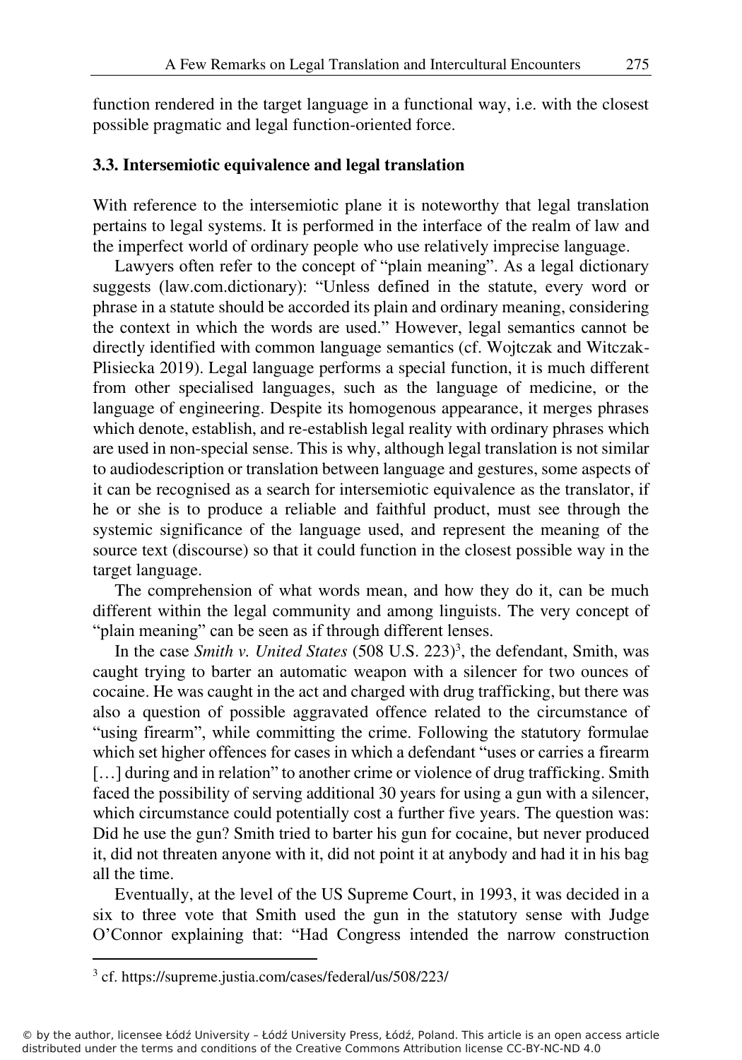function rendered in the target language in a functional way, i.e. with the closest possible pragmatic and legal function-oriented force.

### 3.3. Intersemiotic equivalence and legal translation

With reference to the intersemiotic plane it is noteworthy that legal translation pertains to legal systems. It is performed in the interface of the realm of law and the imperfect world of ordinary people who use relatively imprecise language.

Lawyers often refer to the concept of "plain meaning". As a legal dictionary suggests (law.com.dictionary): "Unless defined in the statute, every word or phrase in a statute should be accorded its plain and ordinary meaning, considering the context in which the words are used." However, legal semantics cannot be directly identified with common language semantics (cf. Wojtczak and Witczak-Plisiecka 2019). Legal language performs a special function, it is much different from other specialised languages, such as the language of medicine, or the language of engineering. Despite its homogenous appearance, it merges phrases which denote, establish, and re-establish legal reality with ordinary phrases which are used in non-special sense. This is why, although legal translation is not similar to audiodescription or translation between language and gestures, some aspects of it can be recognised as a search for intersemiotic equivalence as the translator, if he or she is to produce a reliable and faithful product, must see through the systemic significance of the language used, and represent the meaning of the source text (discourse) so that it could function in the closest possible way in the target language.

The comprehension of what words mean, and how they do it, can be much different within the legal community and among linguists. The very concept of "plain meaning" can be seen as if through different lenses.

In the case *Smith v. United States* (508 U.S. 223)[3], the defendant, Smith, was caught trying to barter an automatic weapon with a silencer for two ounces of cocaine. He was caught in the act and charged with drug trafficking, but there was also a question of possible aggravated offence related to the circumstance of "using firearm", while committing the crime. Following the statutory formulae which set higher offences for cases in which a defendant "uses or carries a firearm […] during and in relation" to another crime or violence of drug trafficking. Smith faced the possibility of serving additional 30 years for using a gun with a silencer, which circumstance could potentially cost a further five years. The question was: Did he use the gun? Smith tried to barter his gun for cocaine, but never produced it, did not threaten anyone with it, did not point it at anybody and had it in his bag all the time.

Eventually, at the level of the US Supreme Court, in 1993, it was decided in a six to three vote that Smith used the gun in the statutory sense with Judge O'Connor explaining that: "Had Congress intended the narrow construction

[3] cf. https://supreme.justia.com/cases/federal/us/508/223/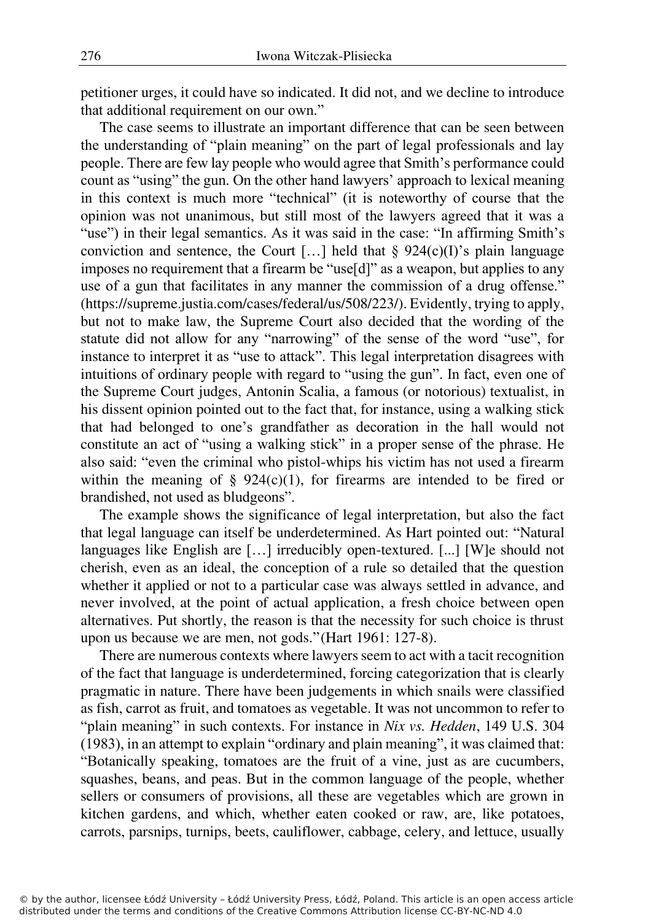petitioner urges, it could have so indicated. It did not, and we decline to introduce that additional requirement on our own."

The case seems to illustrate an important difference that can be seen between the understanding of "plain meaning" on the part of legal professionals and lay people. There are few lay people who would agree that Smith's performance could count as "using" the gun. On the other hand lawyers' approach to lexical meaning in this context is much more "technical" (it is noteworthy of course that the opinion was not unanimous, but still most of the lawyers agreed that it was a "use") in their legal semantics. As it was said in the case: "In affirming Smith's conviction and sentence, the Court […] held that § 924(c)(I)'s plain language imposes no requirement that a firearm be "use[d]" as a weapon, but applies to any use of a gun that facilitates in any manner the commission of a drug offense." (https://supreme.justia.com/cases/federal/us/508/223/). Evidently, trying to apply, but not to make law, the Supreme Court also decided that the wording of the statute did not allow for any "narrowing" of the sense of the word "use", for instance to interpret it as "use to attack". This legal interpretation disagrees with intuitions of ordinary people with regard to "using the gun". In fact, even one of the Supreme Court judges, Antonin Scalia, a famous (or notorious) textualist, in his dissent opinion pointed out to the fact that, for instance, using a walking stick that had belonged to one's grandfather as decoration in the hall would not constitute an act of "using a walking stick" in a proper sense of the phrase. He also said: "even the criminal who pistol-whips his victim has not used a firearm within the meaning of § 924(c)(1), for firearms are intended to be fired or brandished, not used as bludgeons".

The example shows the significance of legal interpretation, but also the fact that legal language can itself be underdetermined. As Hart pointed out: "Natural languages like English are […] irreducibly open-textured. [...] [W]e should not cherish, even as an ideal, the conception of a rule so detailed that the question whether it applied or not to a particular case was always settled in advance, and never involved, at the point of actual application, a fresh choice between open alternatives. Put shortly, the reason is that the necessity for such choice is thrust upon us because we are men, not gods."(Hart 1961: 127-8).

There are numerous contexts where lawyers seem to act with a tacit recognition of the fact that language is underdetermined, forcing categorization that is clearly pragmatic in nature. There have been judgements in which snails were classified as fish, carrot as fruit, and tomatoes as vegetable. It was not uncommon to refer to "plain meaning" in such contexts. For instance in *Nix vs. Hedden*, 149 U.S. 304 (1983), in an attempt to explain "ordinary and plain meaning", it was claimed that: "Botanically speaking, tomatoes are the fruit of a vine, just as are cucumbers, squashes, beans, and peas. But in the common language of the people, whether sellers or consumers of provisions, all these are vegetables which are grown in kitchen gardens, and which, whether eaten cooked or raw, are, like potatoes, carrots, parsnips, turnips, beets, cauliflower, cabbage, celery, and lettuce, usually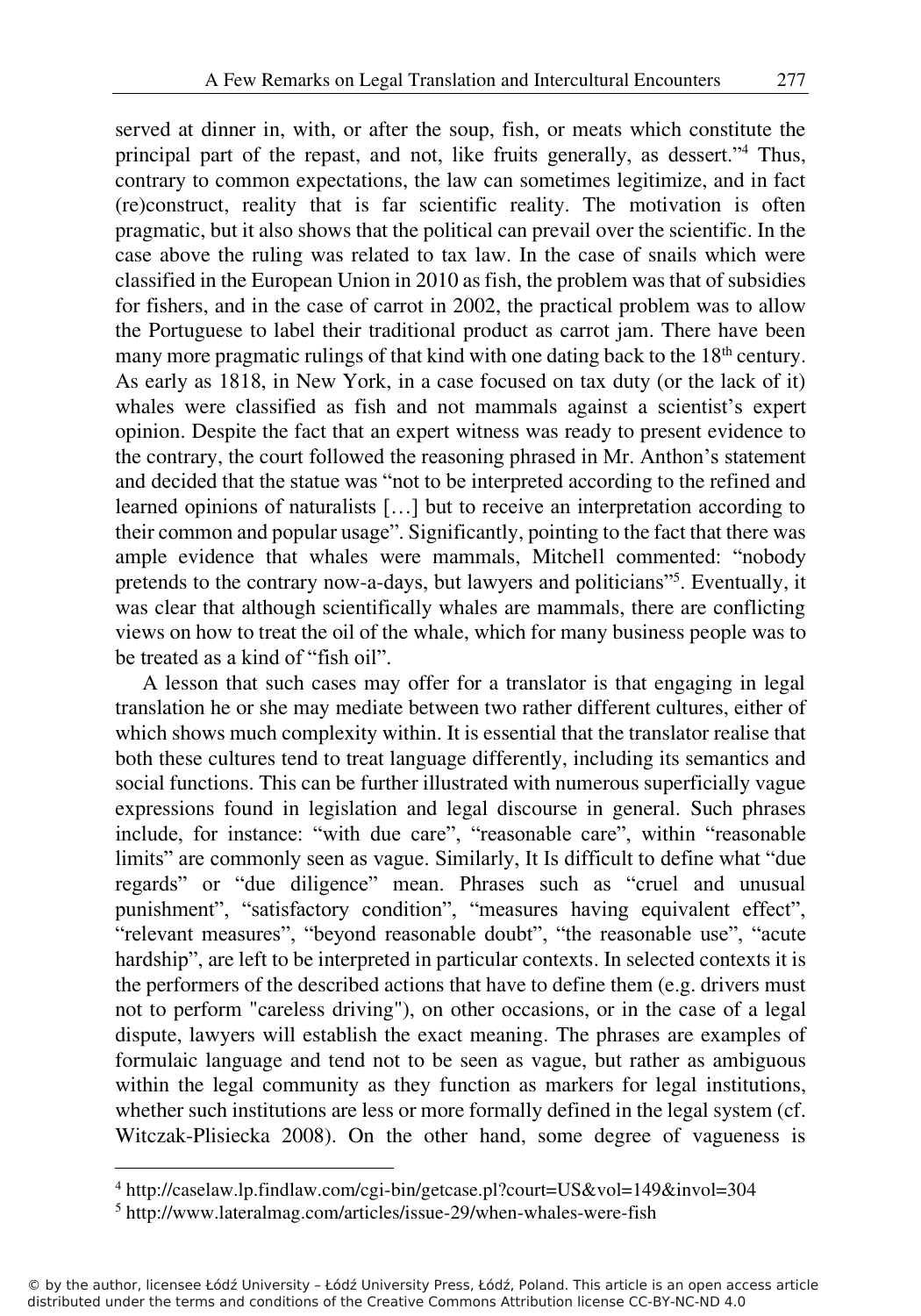served at dinner in, with, or after the soup, fish, or meats which constitute the principal part of the repast, and not, like fruits generally, as dessert."[4] Thus, contrary to common expectations, the law can sometimes legitimize, and in fact (re)construct, reality that is far scientific reality. The motivation is often pragmatic, but it also shows that the political can prevail over the scientific. In the case above the ruling was related to tax law. In the case of snails which were classified in the European Union in 2010 as fish, the problem was that of subsidies for fishers, and in the case of carrot in 2002, the practical problem was to allow the Portuguese to label their traditional product as carrot jam. There have been many more pragmatic rulings of that kind with one dating back to the 18th century. As early as 1818, in New York, in a case focused on tax duty (or the lack of it) whales were classified as fish and not mammals against a scientist's expert opinion. Despite the fact that an expert witness was ready to present evidence to the contrary, the court followed the reasoning phrased in Mr. Anthon's statement and decided that the statue was "not to be interpreted according to the refined and learned opinions of naturalists […] but to receive an interpretation according to their common and popular usage". Significantly, pointing to the fact that there was ample evidence that whales were mammals, Mitchell commented: "nobody pretends to the contrary now-a-days, but lawyers and politicians"[5]. Eventually, it was clear that although scientifically whales are mammals, there are conflicting views on how to treat the oil of the whale, which for many business people was to be treated as a kind of "fish oil".

A lesson that such cases may offer for a translator is that engaging in legal translation he or she may mediate between two rather different cultures, either of which shows much complexity within. It is essential that the translator realise that both these cultures tend to treat language differently, including its semantics and social functions. This can be further illustrated with numerous superficially vague expressions found in legislation and legal discourse in general. Such phrases include, for instance: "with due care", "reasonable care", within "reasonable limits" are commonly seen as vague. Similarly, It Is difficult to define what "due regards" or "due diligence" mean. Phrases such as "cruel and unusual punishment", "satisfactory condition", "measures having equivalent effect", "relevant measures", "beyond reasonable doubt", "the reasonable use", "acute hardship", are left to be interpreted in particular contexts. In selected contexts it is the performers of the described actions that have to define them (e.g. drivers must not to perform "careless driving"), on other occasions, or in the case of a legal dispute, lawyers will establish the exact meaning. The phrases are examples of formulaic language and tend not to be seen as vague, but rather as ambiguous within the legal community as they function as markers for legal institutions, whether such institutions are less or more formally defined in the legal system (cf. Witczak-Plisiecka 2008). On the other hand, some degree of vagueness is

---

[4] http://caselaw.lp.findlaw.com/cgi-bin/getcase.pl?court=US&vol=149&invol=304

[5] http://www.lateralmag.com/articles/issue-29/when-whales-were-fish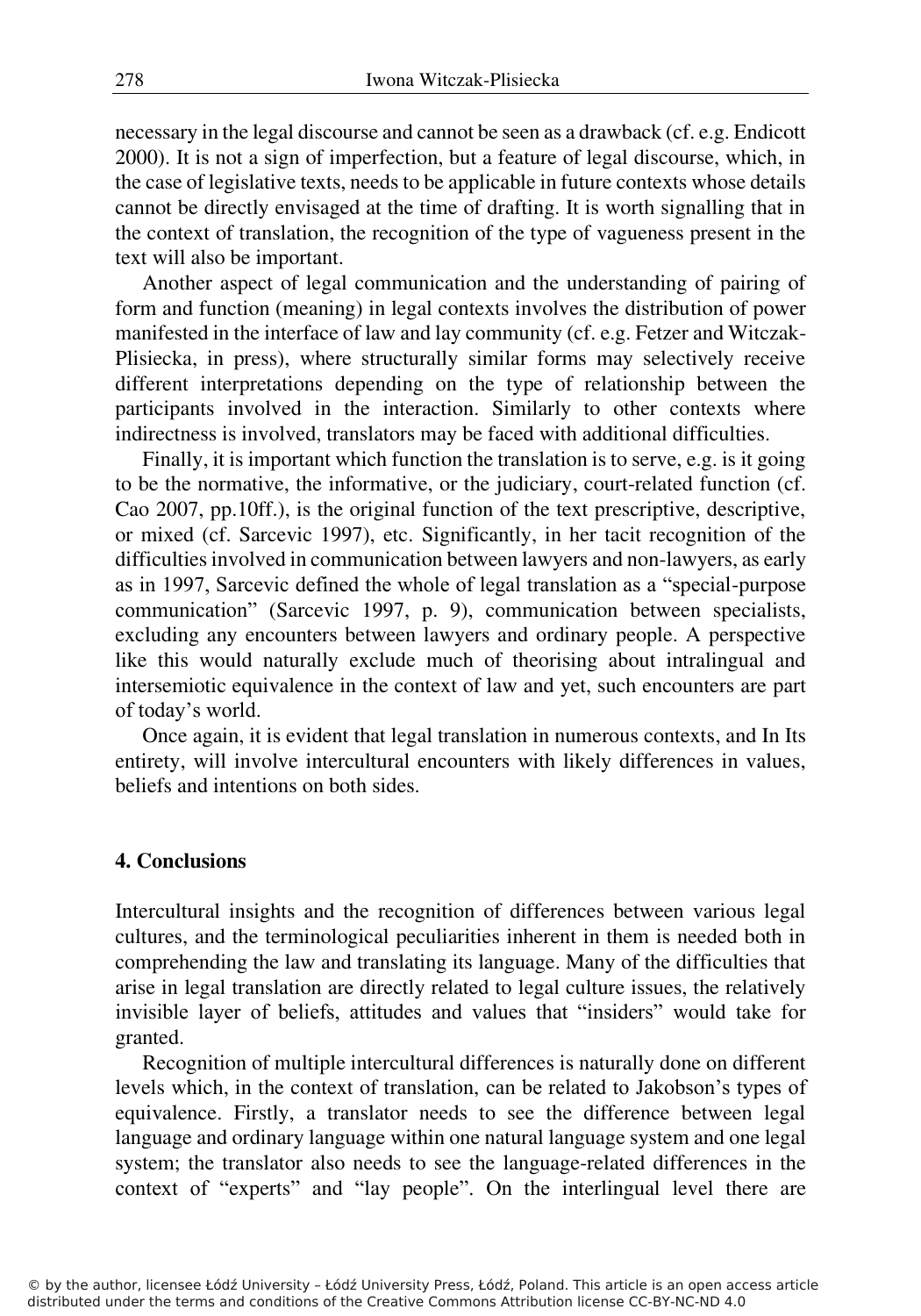necessary in the legal discourse and cannot be seen as a drawback (cf. e.g. Endicott 2000). It is not a sign of imperfection, but a feature of legal discourse, which, in the case of legislative texts, needs to be applicable in future contexts whose details cannot be directly envisaged at the time of drafting. It is worth signalling that in the context of translation, the recognition of the type of vagueness present in the text will also be important.

Another aspect of legal communication and the understanding of pairing of form and function (meaning) in legal contexts involves the distribution of power manifested in the interface of law and lay community (cf. e.g. Fetzer and Witczak-Plisiecka, in press), where structurally similar forms may selectively receive different interpretations depending on the type of relationship between the participants involved in the interaction. Similarly to other contexts where indirectness is involved, translators may be faced with additional difficulties.

Finally, it is important which function the translation is to serve, e.g. is it going to be the normative, the informative, or the judiciary, court-related function (cf. Cao 2007, pp.10ff.), is the original function of the text prescriptive, descriptive, or mixed (cf. Sarcevic 1997), etc. Significantly, in her tacit recognition of the difficulties involved in communication between lawyers and non-lawyers, as early as in 1997, Sarcevic defined the whole of legal translation as a "special-purpose communication" (Sarcevic 1997, p. 9), communication between specialists, excluding any encounters between lawyers and ordinary people. A perspective like this would naturally exclude much of theorising about intralingual and intersemiotic equivalence in the context of law and yet, such encounters are part of today's world.

Once again, it is evident that legal translation in numerous contexts, and In Its entirety, will involve intercultural encounters with likely differences in values, beliefs and intentions on both sides.

## 4. Conclusions

Intercultural insights and the recognition of differences between various legal cultures, and the terminological peculiarities inherent in them is needed both in comprehending the law and translating its language. Many of the difficulties that arise in legal translation are directly related to legal culture issues, the relatively invisible layer of beliefs, attitudes and values that "insiders" would take for granted.

Recognition of multiple intercultural differences is naturally done on different levels which, in the context of translation, can be related to Jakobson's types of equivalence. Firstly, a translator needs to see the difference between legal language and ordinary language within one natural language system and one legal system; the translator also needs to see the language-related differences in the context of "experts" and "lay people". On the interlingual level there are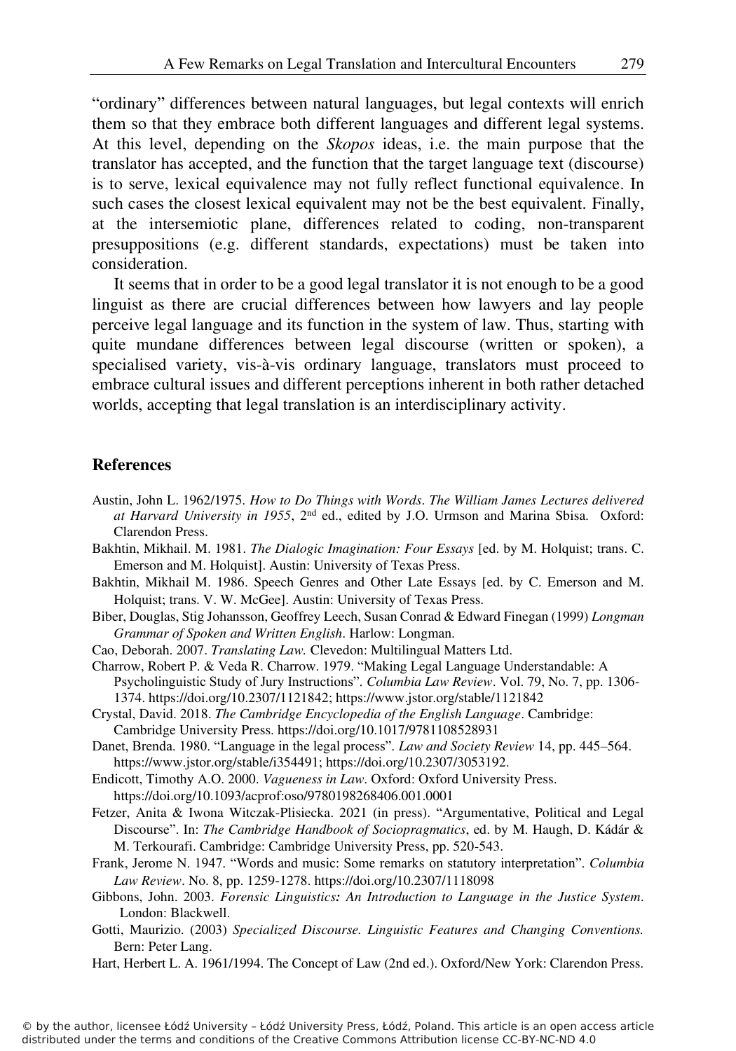"ordinary" differences between natural languages, but legal contexts will enrich them so that they embrace both different languages and different legal systems. At this level, depending on the *Skopos* ideas, i.e. the main purpose that the translator has accepted, and the function that the target language text (discourse) is to serve, lexical equivalence may not fully reflect functional equivalence. In such cases the closest lexical equivalent may not be the best equivalent. Finally, at the intersemiotic plane, differences related to coding, non-transparent presuppositions (e.g. different standards, expectations) must be taken into consideration.

It seems that in order to be a good legal translator it is not enough to be a good linguist as there are crucial differences between how lawyers and lay people perceive legal language and its function in the system of law. Thus, starting with quite mundane differences between legal discourse (written or spoken), a specialised variety, vis-à-vis ordinary language, translators must proceed to embrace cultural issues and different perceptions inherent in both rather detached worlds, accepting that legal translation is an interdisciplinary activity.

## References

Austin, John L. 1962/1975. *How to Do Things with Words. The William James Lectures delivered at Harvard University in 1955*, 2nd ed., edited by J.O. Urmson and Marina Sbisa. Oxford: Clarendon Press.

Bakhtin, Mikhail. M. 1981. *The Dialogic Imagination: Four Essays* [ed. by M. Holquist; trans. C. Emerson and M. Holquist]. Austin: University of Texas Press.

Bakhtin, Mikhail M. 1986. Speech Genres and Other Late Essays [ed. by C. Emerson and M. Holquist; trans. V. W. McGee]. Austin: University of Texas Press.

Biber, Douglas, Stig Johansson, Geoffrey Leech, Susan Conrad & Edward Finegan (1999) *Longman Grammar of Spoken and Written English*. Harlow: Longman.

Cao, Deborah. 2007. *Translating Law.* Clevedon: Multilingual Matters Ltd.

Charrow, Robert P. & Veda R. Charrow. 1979. "Making Legal Language Understandable: A Psycholinguistic Study of Jury Instructions". *Columbia Law Review*. Vol. 79, No. 7, pp. 1306-1374. https://doi.org/10.2307/1121842; https://www.jstor.org/stable/1121842

Crystal, David. 2018. *The Cambridge Encyclopedia of the English Language*. Cambridge: Cambridge University Press. https://doi.org/10.1017/9781108528931

Danet, Brenda. 1980. "Language in the legal process". *Law and Society Review* 14, pp. 445–564. https://www.jstor.org/stable/i354491; https://doi.org/10.2307/3053192.

Endicott, Timothy A.O. 2000. *Vagueness in Law*. Oxford: Oxford University Press. https://doi.org/10.1093/acprof:oso/9780198268406.001.0001

Fetzer, Anita & Iwona Witczak-Plisiecka. 2021 (in press). "Argumentative, Political and Legal Discourse". In: *The Cambridge Handbook of Sociopragmatics*, ed. by M. Haugh, D. Kádár & M. Terkourafi. Cambridge: Cambridge University Press, pp. 520-543.

Frank, Jerome N. 1947. "Words and music: Some remarks on statutory interpretation". *Columbia Law Review*. No. 8, pp. 1259-1278. https://doi.org/10.2307/1118098

Gibbons, John. 2003. *Forensic Linguistics: An Introduction to Language in the Justice System*. London: Blackwell.

Gotti, Maurizio. (2003) *Specialized Discourse. Linguistic Features and Changing Conventions.* Bern: Peter Lang.

Hart, Herbert L. A. 1961/1994. The Concept of Law (2nd ed.). Oxford/New York: Clarendon Press.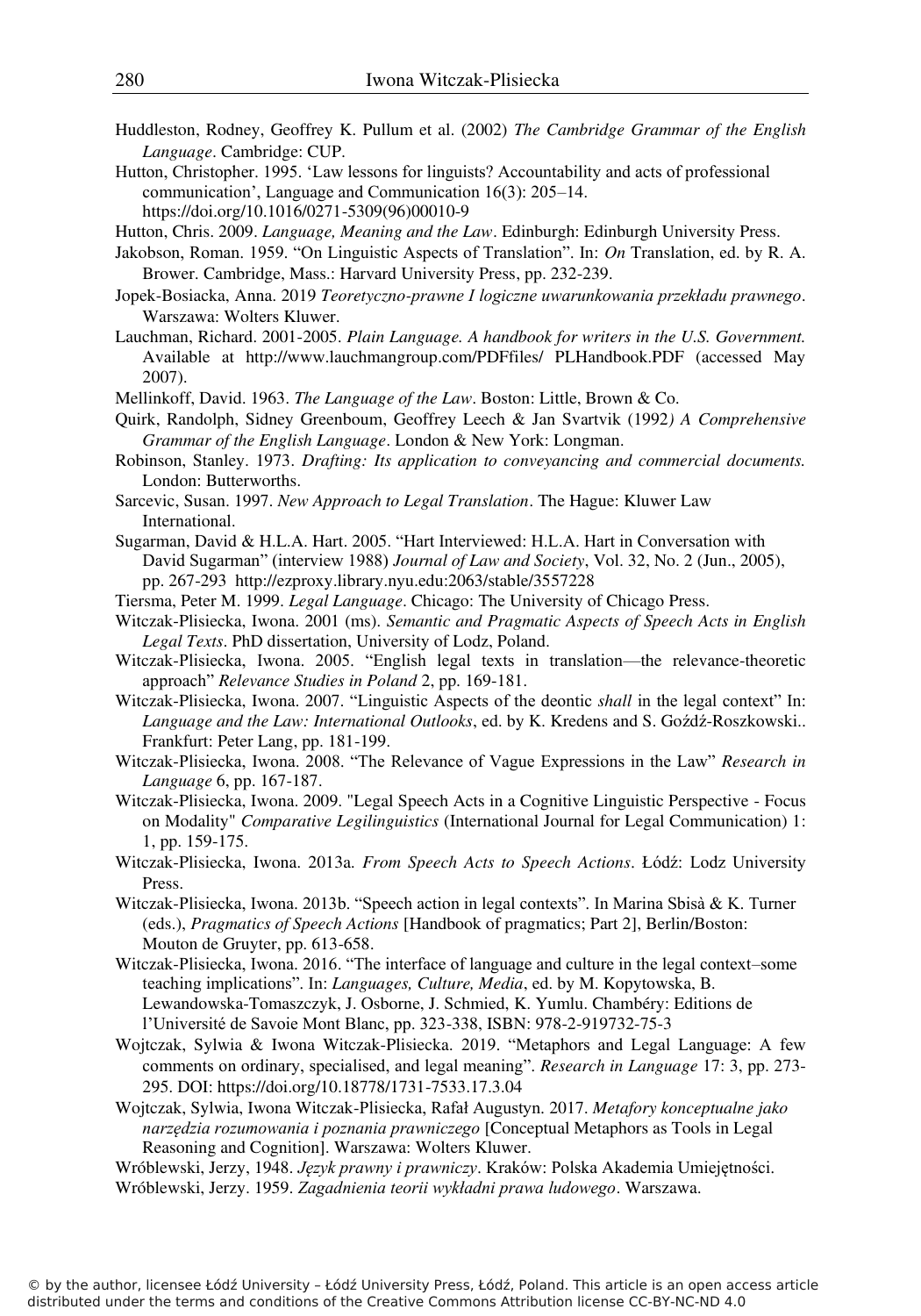Huddleston, Rodney, Geoffrey K. Pullum et al. (2002) *The Cambridge Grammar of the English Language*. Cambridge: CUP.

Hutton, Christopher. 1995. 'Law lessons for linguists? Accountability and acts of professional communication', Language and Communication 16(3): 205–14. https://doi.org/10.1016/0271-5309(96)00010-9

Hutton, Chris. 2009. *Language, Meaning and the Law*. Edinburgh: Edinburgh University Press.

Jakobson, Roman. 1959. "On Linguistic Aspects of Translation". In: *On* Translation, ed. by R. A. Brower. Cambridge, Mass.: Harvard University Press, pp. 232-239.

Jopek-Bosiacka, Anna. 2019 *Teoretyczno-prawne I logiczne uwarunkowania przekładu prawnego*. Warszawa: Wolters Kluwer.

Lauchman, Richard. 2001-2005. *Plain Language. A handbook for writers in the U.S. Government.* Available at http://www.lauchmangroup.com/PDFfiles/ PLHandbook.PDF (accessed May 2007).

Mellinkoff, David. 1963. *The Language of the Law*. Boston: Little, Brown & Co.

Quirk, Randolph, Sidney Greenboum, Geoffrey Leech & Jan Svartvik (1992*) A Comprehensive Grammar of the English Language*. London & New York: Longman.

Robinson, Stanley. 1973. *Drafting: Its application to conveyancing and commercial documents.* London: Butterworths.

Sarcevic, Susan. 1997. *New Approach to Legal Translation*. The Hague: Kluwer Law International.

Sugarman, David & H.L.A. Hart. 2005. "Hart Interviewed: H.L.A. Hart in Conversation with David Sugarman" (interview 1988) *Journal of Law and Society*, Vol. 32, No. 2 (Jun., 2005), pp. 267-293 http://ezproxy.library.nyu.edu:2063/stable/3557228

Tiersma, Peter M. 1999. *Legal Language*. Chicago: The University of Chicago Press.

Witczak-Plisiecka, Iwona. 2001 (ms). *Semantic and Pragmatic Aspects of Speech Acts in English Legal Texts*. PhD dissertation, University of Lodz, Poland.

Witczak-Plisiecka, Iwona. 2005. "English legal texts in translation—the relevance-theoretic approach" *Relevance Studies in Poland* 2, pp. 169-181.

Witczak-Plisiecka, Iwona. 2007. "Linguistic Aspects of the deontic *shall* in the legal context" In: *Language and the Law: International Outlooks*, ed. by K. Kredens and S. Goźdź-Roszkowski.. Frankfurt: Peter Lang, pp. 181-199.

Witczak-Plisiecka, Iwona. 2008. "The Relevance of Vague Expressions in the Law" *Research in Language* 6, pp. 167-187.

Witczak-Plisiecka, Iwona. 2009. "Legal Speech Acts in a Cognitive Linguistic Perspective - Focus on Modality" *Comparative Legilinguistics* (International Journal for Legal Communication) 1: 1, pp. 159-175.

Witczak-Plisiecka, Iwona. 2013a. *From Speech Acts to Speech Actions*. Łódź: Lodz University Press.

Witczak-Plisiecka, Iwona. 2013b. "Speech action in legal contexts". In Marina Sbisà & K. Turner (eds.), *Pragmatics of Speech Actions* [Handbook of pragmatics; Part 2], Berlin/Boston: Mouton de Gruyter, pp. 613-658.

Witczak-Plisiecka, Iwona. 2016. "The interface of language and culture in the legal context–some teaching implications". In: *Languages, Culture, Media*, ed. by M. Kopytowska, B. Lewandowska-Tomaszczyk, J. Osborne, J. Schmied, K. Yumlu. Chambéry: Editions de l'Université de Savoie Mont Blanc, pp. 323-338, ISBN: 978-2-919732-75-3

Wojtczak, Sylwia & Iwona Witczak-Plisiecka. 2019. "Metaphors and Legal Language: A few comments on ordinary, specialised, and legal meaning". *Research in Language* 17: 3, pp. 273-295. DOI: https://doi.org/10.18778/1731-7533.17.3.04

Wojtczak, Sylwia, Iwona Witczak-Plisiecka, Rafał Augustyn. 2017. *Metafory konceptualne jako narzędzia rozumowania i poznania prawniczego* [Conceptual Metaphors as Tools in Legal Reasoning and Cognition]. Warszawa: Wolters Kluwer.

Wróblewski, Jerzy, 1948. *Język prawny i prawniczy*. Kraków: Polska Akademia Umiejętności.

Wróblewski, Jerzy. 1959. *Zagadnienia teorii wykładni prawa ludowego*. Warszawa.

© by the author, licensee Łódź University – Łódź University Press, Łódź, Poland. This article is an open access article distributed under the terms and conditions of the Creative Commons Attribution license CC-BY-NC-ND 4.0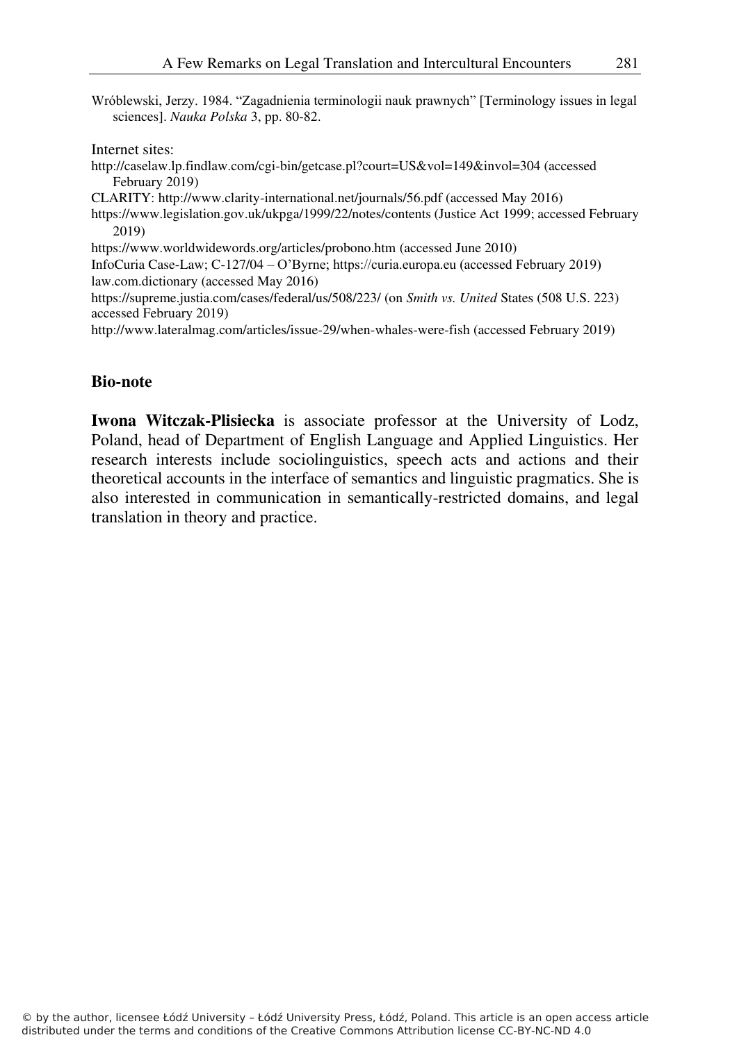Wróblewski, Jerzy. 1984. "Zagadnienia terminologii nauk prawnych" [Terminology issues in legal sciences]. *Nauka Polska* 3, pp. 80-82.

Internet sites:

http://caselaw.lp.findlaw.com/cgi-bin/getcase.pl?court=US&vol=149&invol=304 (accessed February 2019)

CLARITY: http://www.clarity-international.net/journals/56.pdf (accessed May 2016)

https://www.legislation.gov.uk/ukpga/1999/22/notes/contents (Justice Act 1999; accessed February 2019)

https://www.worldwidewords.org/articles/probono.htm (accessed June 2010)

InfoCuria Case-Law; C-127/04 – O'Byrne; https://curia.europa.eu (accessed February 2019)

law.com.dictionary (accessed May 2016)

https://supreme.justia.com/cases/federal/us/508/223/ (on *Smith vs. United* States (508 U.S. 223) accessed February 2019)

http://www.lateralmag.com/articles/issue-29/when-whales-were-fish (accessed February 2019)

## Bio-note

**Iwona Witczak-Plisiecka** is associate professor at the University of Lodz, Poland, head of Department of English Language and Applied Linguistics. Her research interests include sociolinguistics, speech acts and actions and their theoretical accounts in the interface of semantics and linguistic pragmatics. She is also interested in communication in semantically-restricted domains, and legal translation in theory and practice.

© by the author, licensee Łódź University – Łódź University Press, Łódź, Poland. This article is an open access article distributed under the terms and conditions of the Creative Commons Attribution license CC-BY-NC-ND 4.0